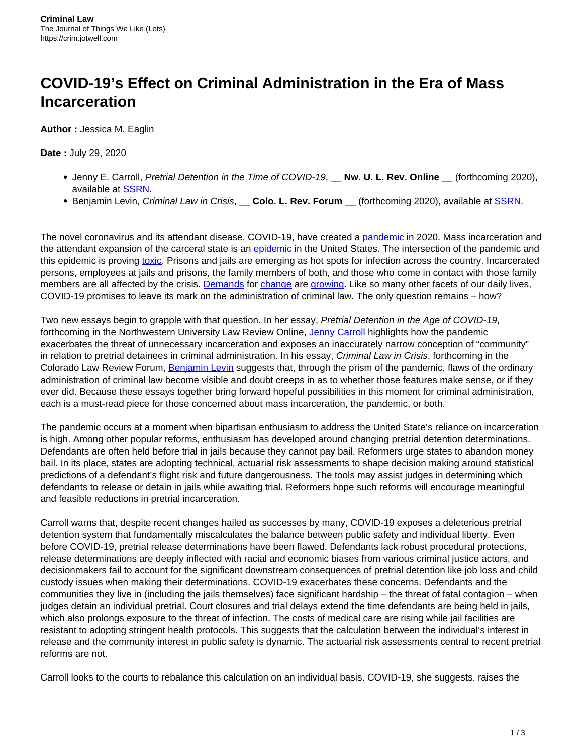# COVID-19's Effect on Criminal Administration in the Era of Mass Incarceration

**Author :** Jessica M. Eaglin

**Date :** July 29, 2020

- Jenny E. Carroll, *Pretrial Detention in the Time of COVID-19*, __ **Nw. U. L. Rev. Online** __ (forthcoming 2020), available at SSRN.
- Benjamin Levin, *Criminal Law in Crisis*, __ **Colo. L. Rev. Forum** __ (forthcoming 2020), available at SSRN.

The novel coronavirus and its attendant disease, COVID-19, have created a pandemic in 2020. Mass incarceration and the attendant expansion of the carceral state is an epidemic in the United States. The intersection of the pandemic and this epidemic is proving toxic. Prisons and jails are emerging as hot spots for infection across the country. Incarcerated persons, employees at jails and prisons, the family members of both, and those who come in contact with those family members are all affected by the crisis. Demands for change are growing. Like so many other facets of our daily lives, COVID-19 promises to leave its mark on the administration of criminal law. The only question remains – how?

Two new essays begin to grapple with that question. In her essay, *Pretrial Detention in the Age of COVID-19*, forthcoming in the Northwestern University Law Review Online, Jenny Carroll highlights how the pandemic exacerbates the threat of unnecessary incarceration and exposes an inaccurately narrow conception of "community" in relation to pretrial detainees in criminal administration. In his essay, *Criminal Law in Crisis*, forthcoming in the Colorado Law Review Forum, Benjamin Levin suggests that, through the prism of the pandemic, flaws of the ordinary administration of criminal law become visible and doubt creeps in as to whether those features make sense, or if they ever did. Because these essays together bring forward hopeful possibilities in this moment for criminal administration, each is a must-read piece for those concerned about mass incarceration, the pandemic, or both.

The pandemic occurs at a moment when bipartisan enthusiasm to address the United State's reliance on incarceration is high. Among other popular reforms, enthusiasm has developed around changing pretrial detention determinations. Defendants are often held before trial in jails because they cannot pay bail. Reformers urge states to abandon money bail. In its place, states are adopting technical, actuarial risk assessments to shape decision making around statistical predictions of a defendant's flight risk and future dangerousness. The tools may assist judges in determining which defendants to release or detain in jails while awaiting trial. Reformers hope such reforms will encourage meaningful and feasible reductions in pretrial incarceration.

Carroll warns that, despite recent changes hailed as successes by many, COVID-19 exposes a deleterious pretrial detention system that fundamentally miscalculates the balance between public safety and individual liberty. Even before COVID-19, pretrial release determinations have been flawed. Defendants lack robust procedural protections, release determinations are deeply inflected with racial and economic biases from various criminal justice actors, and decisionmakers fail to account for the significant downstream consequences of pretrial detention like job loss and child custody issues when making their determinations. COVID-19 exacerbates these concerns. Defendants and the communities they live in (including the jails themselves) face significant hardship – the threat of fatal contagion – when judges detain an individual pretrial. Court closures and trial delays extend the time defendants are being held in jails, which also prolongs exposure to the threat of infection. The costs of medical care are rising while jail facilities are resistant to adopting stringent health protocols. This suggests that the calculation between the individual's interest in release and the community interest in public safety is dynamic. The actuarial risk assessments central to recent pretrial reforms are not.

Carroll looks to the courts to rebalance this calculation on an individual basis. COVID-19, she suggests, raises the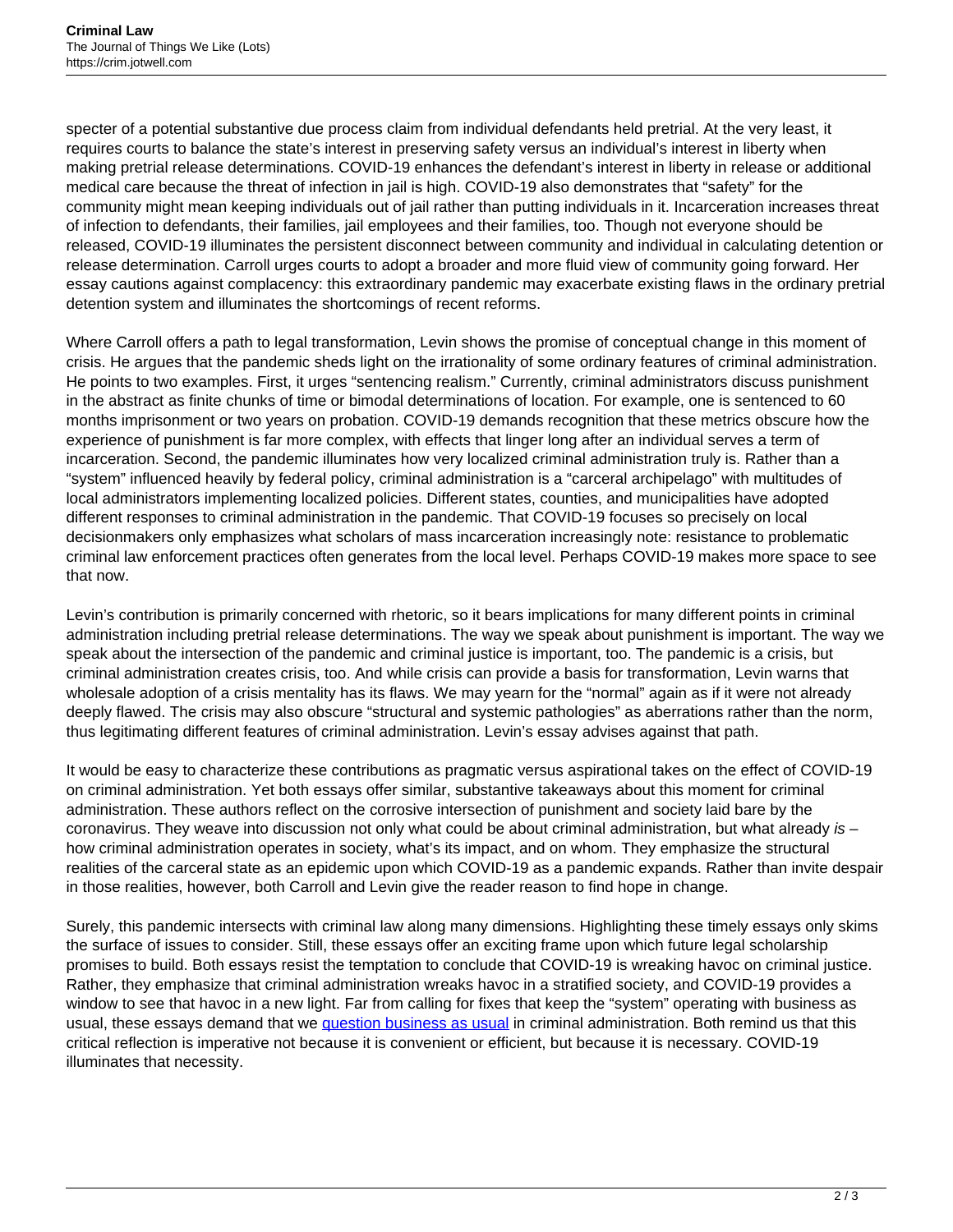specter of a potential substantive due process claim from individual defendants held pretrial. At the very least, it requires courts to balance the state's interest in preserving safety versus an individual's interest in liberty when making pretrial release determinations. COVID-19 enhances the defendant's interest in liberty in release or additional medical care because the threat of infection in jail is high. COVID-19 also demonstrates that "safety" for the community might mean keeping individuals out of jail rather than putting individuals in it. Incarceration increases threat of infection to defendants, their families, jail employees and their families, too. Though not everyone should be released, COVID-19 illuminates the persistent disconnect between community and individual in calculating detention or release determination. Carroll urges courts to adopt a broader and more fluid view of community going forward. Her essay cautions against complacency: this extraordinary pandemic may exacerbate existing flaws in the ordinary pretrial detention system and illuminates the shortcomings of recent reforms.

Where Carroll offers a path to legal transformation, Levin shows the promise of conceptual change in this moment of crisis. He argues that the pandemic sheds light on the irrationality of some ordinary features of criminal administration. He points to two examples. First, it urges "sentencing realism." Currently, criminal administrators discuss punishment in the abstract as finite chunks of time or bimodal determinations of location. For example, one is sentenced to 60 months imprisonment or two years on probation. COVID-19 demands recognition that these metrics obscure how the experience of punishment is far more complex, with effects that linger long after an individual serves a term of incarceration. Second, the pandemic illuminates how very localized criminal administration truly is. Rather than a "system" influenced heavily by federal policy, criminal administration is a "carceral archipelago" with multitudes of local administrators implementing localized policies. Different states, counties, and municipalities have adopted different responses to criminal administration in the pandemic. That COVID-19 focuses so precisely on local decisionmakers only emphasizes what scholars of mass incarceration increasingly note: resistance to problematic criminal law enforcement practices often generates from the local level. Perhaps COVID-19 makes more space to see that now.

Levin's contribution is primarily concerned with rhetoric, so it bears implications for many different points in criminal administration including pretrial release determinations. The way we speak about punishment is important. The way we speak about the intersection of the pandemic and criminal justice is important, too. The pandemic is a crisis, but criminal administration creates crisis, too. And while crisis can provide a basis for transformation, Levin warns that wholesale adoption of a crisis mentality has its flaws. We may yearn for the "normal" again as if it were not already deeply flawed. The crisis may also obscure "structural and systemic pathologies" as aberrations rather than the norm, thus legitimating different features of criminal administration. Levin's essay advises against that path.

It would be easy to characterize these contributions as pragmatic versus aspirational takes on the effect of COVID-19 on criminal administration. Yet both essays offer similar, substantive takeaways about this moment for criminal administration. These authors reflect on the corrosive intersection of punishment and society laid bare by the coronavirus. They weave into discussion not only what could be about criminal administration, but what already *is* – how criminal administration operates in society, what's its impact, and on whom. They emphasize the structural realities of the carceral state as an epidemic upon which COVID-19 as a pandemic expands. Rather than invite despair in those realities, however, both Carroll and Levin give the reader reason to find hope in change.

Surely, this pandemic intersects with criminal law along many dimensions. Highlighting these timely essays only skims the surface of issues to consider. Still, these essays offer an exciting frame upon which future legal scholarship promises to build. Both essays resist the temptation to conclude that COVID-19 is wreaking havoc on criminal justice. Rather, they emphasize that criminal administration wreaks havoc in a stratified society, and COVID-19 provides a window to see that havoc in a new light. Far from calling for fixes that keep the "system" operating with business as usual, these essays demand that we question business as usual in criminal administration. Both remind us that this critical reflection is imperative not because it is convenient or efficient, but because it is necessary. COVID-19 illuminates that necessity.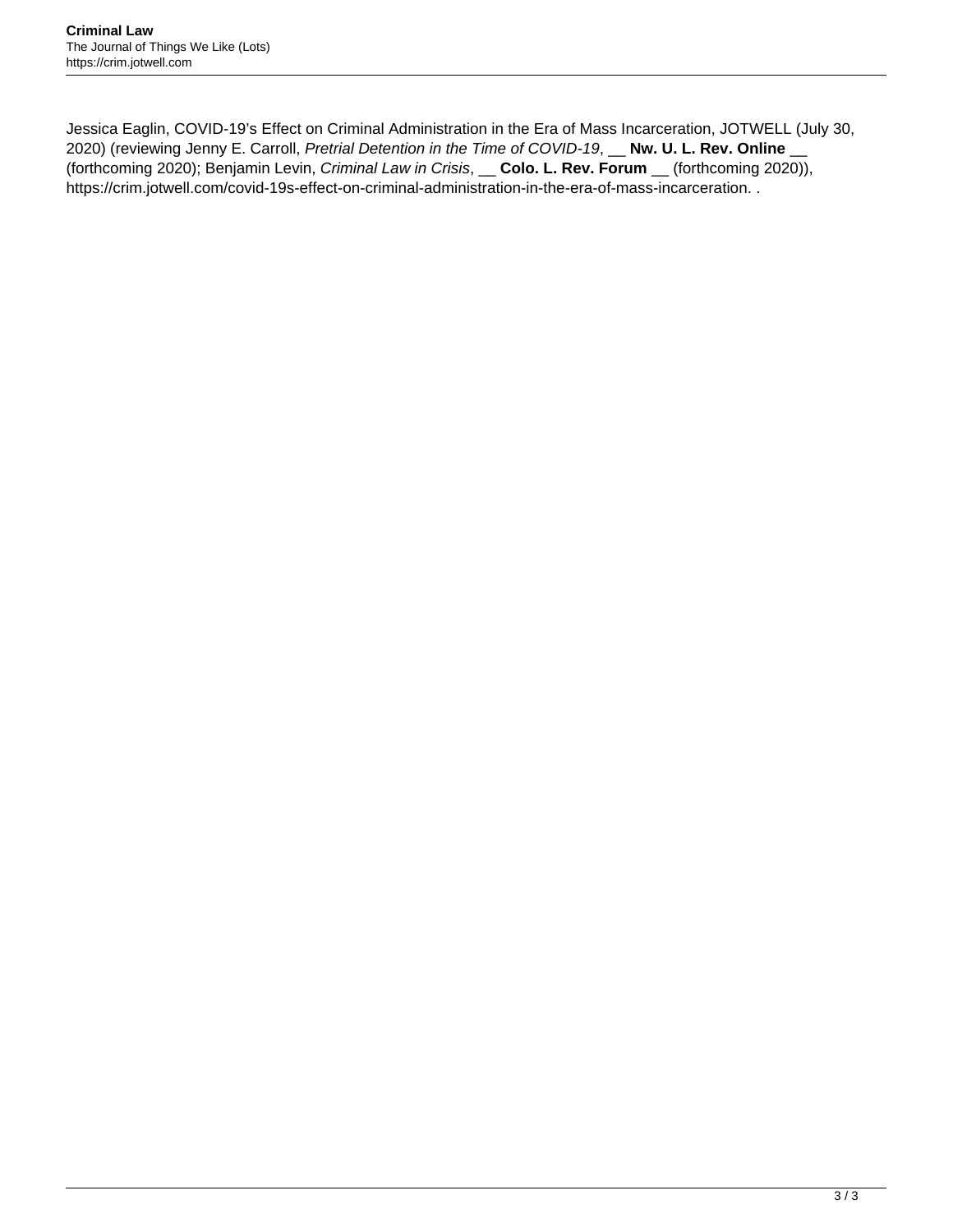Jessica Eaglin, COVID-19's Effect on Criminal Administration in the Era of Mass Incarceration, JOTWELL (July 30, 2020) (reviewing Jenny E. Carroll, *Pretrial Detention in the Time of COVID-19*, __ **Nw. U. L. Rev. Online** __ (forthcoming 2020); Benjamin Levin, *Criminal Law in Crisis*, __ **Colo. L. Rev. Forum** __ (forthcoming 2020)), https://crim.jotwell.com/covid-19s-effect-on-criminal-administration-in-the-era-of-mass-incarceration. .